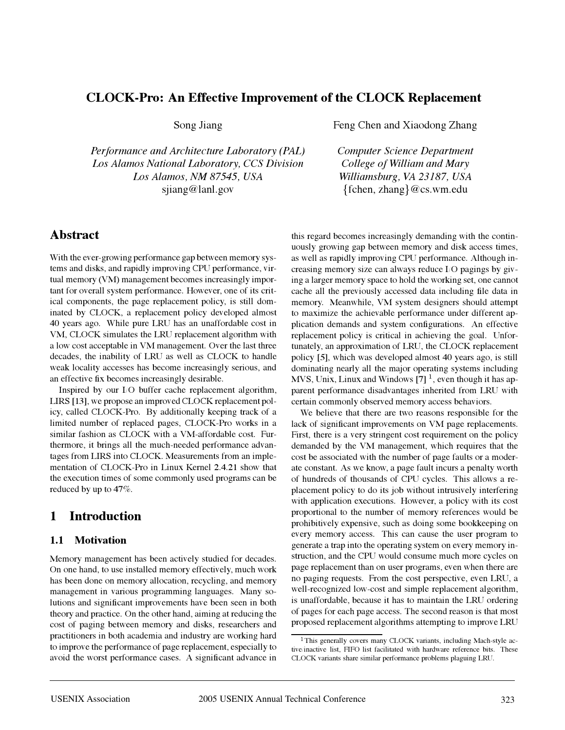# CLOCK-Pro: An Effective Improvement of the CLOCK Replacement

Song Jiang

*Performance and Architecture Laboratory (PAL)*
*Los Alamos National Laboratory, CCS Division*
*Los Alamos, NM 87545, USA*
sjiang@lanl.gov

Feng Chen and Xiaodong Zhang

*Computer Science Department*
*College of William and Mary*
*Williamsburg, VA 23187, USA*
{fchen, zhang}@cs.wm.edu

## Abstract

With the ever-growing performance gap between memory systems and disks, and rapidly improving CPU performance, virtual memory (VM) management becomes increasingly important for overall system performance. However, one of its critical components, the page replacement policy, is still dominated by CLOCK, a replacement policy developed almost 40 years ago. While pure LRU has an unaffordable cost in VM, CLOCK simulates the LRU replacement algorithm with a low cost acceptable in VM management. Over the last three decades, the inability of LRU as well as CLOCK to handle weak locality accesses has become increasingly serious, and an effective fix becomes increasingly desirable.

Inspired by our I/O buffer cache replacement algorithm, LIRS [13], we propose an improved CLOCK replacement policy, called CLOCK-Pro. By additionally keeping track of a limited number of replaced pages, CLOCK-Pro works in a similar fashion as CLOCK with a VM-affordable cost. Furthermore, it brings all the much-needed performance advantages from LIRS into CLOCK. Measurements from an implementation of CLOCK-Pro in Linux Kernel 2.4.21 show that the execution times of some commonly used programs can be reduced by up to 47%.

## 1 Introduction

### 1.1 Motivation

Memory management has been actively studied for decades. On one hand, to use installed memory effectively, much work has been done on memory allocation, recycling, and memory management in various programming languages. Many solutions and significant improvements have been seen in both theory and practice. On the other hand, aiming at reducing the cost of paging between memory and disks, researchers and practitioners in both academia and industry are working hard to improve the performance of page replacement, especially to avoid the worst performance cases. A significant advance in this regard becomes increasingly demanding with the continuously growing gap between memory and disk access times, as well as rapidly improving CPU performance. Although increasing memory size can always reduce I/O pagings by giving a larger memory space to hold the working set, one cannot cache all the previously accessed data including file data in memory. Meanwhile, VM system designers should attempt to maximize the achievable performance under different application demands and system configurations. An effective replacement policy is critical in achieving the goal. Unfortunately, an approximation of LRU, the CLOCK replacement policy [5], which was developed almost 40 years ago, is still dominating nearly all the major operating systems including MVS, Unix, Linux and Windows [7] [1], even though it has apparent performance disadvantages inherited from LRU with certain commonly observed memory access behaviors.

We believe that there are two reasons responsible for the lack of significant improvements on VM page replacements. First, there is a very stringent cost requirement on the policy demanded by the VM management, which requires that the cost be associated with the number of page faults or a moderate constant. As we know, a page fault incurs a penalty worth of hundreds of thousands of CPU cycles. This allows a replacement policy to do its job without intrusively interfering with application executions. However, a policy with its cost proportional to the number of memory references would be prohibitively expensive, such as doing some bookkeeping on every memory access. This can cause the user program to generate a trap into the operating system on every memory instruction, and the CPU would consume much more cycles on page replacement than on user programs, even when there are no paging requests. From the cost perspective, even LRU, a well-recognized low-cost and simple replacement algorithm, is unaffordable, because it has to maintain the LRU ordering of pages for each page access. The second reason is that most proposed replacement algorithms attempting to improve LRU

[1] This generally covers many CLOCK variants, including Mach-style active/inactive list, FIFO list facilitated with hardware reference bits. These CLOCK variants share similar performance problems plaguing LRU.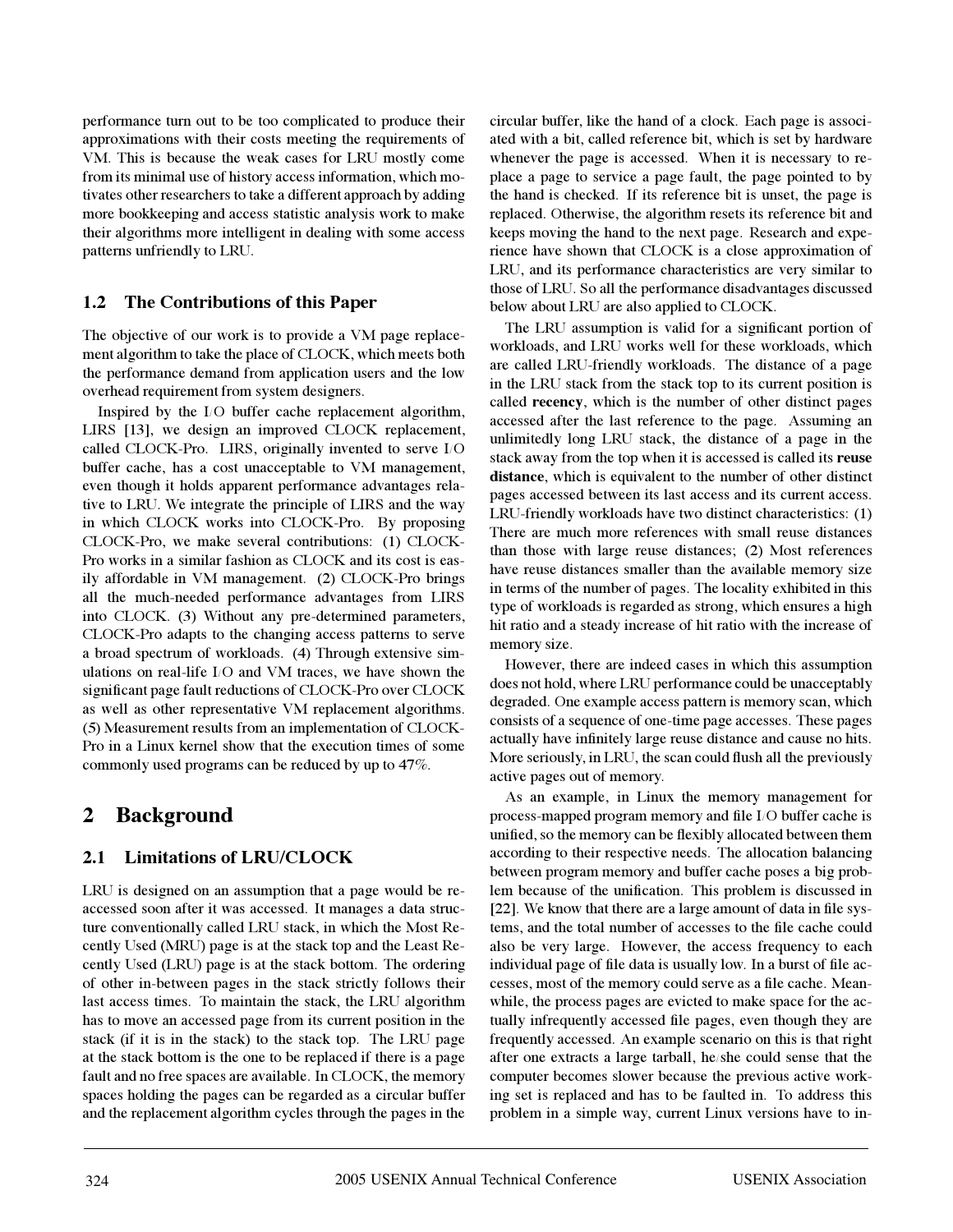performance turn out to be too complicated to produce their approximations with their costs meeting the requirements of VM. This is because the weak cases for LRU mostly come from its minimal use of history access information, which motivates other researchers to take a different approach by adding more bookkeeping and access statistic analysis work to make their algorithms more intelligent in dealing with some access patterns unfriendly to LRU.

### 1.2 The Contributions of this Paper

The objective of our work is to provide a VM page replacement algorithm to take the place of CLOCK, which meets both the performance demand from application users and the low overhead requirement from system designers.

Inspired by the I/O buffer cache replacement algorithm, LIRS [13], we design an improved CLOCK replacement, called CLOCK-Pro. LIRS, originally invented to serve I/O buffer cache, has a cost unacceptable to VM management, even though it holds apparent performance advantages relative to LRU. We integrate the principle of LIRS and the way in which CLOCK works into CLOCK-Pro. By proposing CLOCK-Pro, we make several contributions: (1) CLOCK-Pro works in a similar fashion as CLOCK and its cost is easily affordable in VM management. (2) CLOCK-Pro brings all the much-needed performance advantages from LIRS into CLOCK. (3) Without any pre-determined parameters, CLOCK-Pro adapts to the changing access patterns to serve a broad spectrum of workloads. (4) Through extensive simulations on real-life I/O and VM traces, we have shown the significant page fault reductions of CLOCK-Pro over CLOCK as well as other representative VM replacement algorithms. (5) Measurement results from an implementation of CLOCK-Pro in a Linux kernel show that the execution times of some commonly used programs can be reduced by up to 47%.

## 2 Background

### 2.1 Limitations of LRU/CLOCK

LRU is designed on an assumption that a page would be re-accessed soon after it was accessed. It manages a data structure conventionally called LRU stack, in which the Most Recently Used (MRU) page is at the stack top and the Least Recently Used (LRU) page is at the stack bottom. The ordering of other in-between pages in the stack strictly follows their last access times. To maintain the stack, the LRU algorithm has to move an accessed page from its current position in the stack (if it is in the stack) to the stack top. The LRU page at the stack bottom is the one to be replaced if there is a page fault and no free spaces are available. In CLOCK, the memory spaces holding the pages can be regarded as a circular buffer and the replacement algorithm cycles through the pages in the circular buffer, like the hand of a clock. Each page is associated with a bit, called reference bit, which is set by hardware whenever the page is accessed. When it is necessary to replace a page to service a page fault, the page pointed to by the hand is checked. If its reference bit is unset, the page is replaced. Otherwise, the algorithm resets its reference bit and keeps moving the hand to the next page. Research and experience have shown that CLOCK is a close approximation of LRU, and its performance characteristics are very similar to those of LRU. So all the performance disadvantages discussed below about LRU are also applied to CLOCK.

The LRU assumption is valid for a significant portion of workloads, and LRU works well for these workloads, which are called LRU-friendly workloads. The distance of a page in the LRU stack from the stack top to its current position is called **recency**, which is the number of other distinct pages accessed after the last reference to the page. Assuming an unlimitedly long LRU stack, the distance of a page in the stack away from the top when it is accessed is called its **reuse distance**, which is equivalent to the number of other distinct pages accessed between its last access and its current access. LRU-friendly workloads have two distinct characteristics: (1) There are much more references with small reuse distances than those with large reuse distances; (2) Most references have reuse distances smaller than the available memory size in terms of the number of pages. The locality exhibited in this type of workloads is regarded as strong, which ensures a high hit ratio and a steady increase of hit ratio with the increase of memory size.

However, there are indeed cases in which this assumption does not hold, where LRU performance could be unacceptably degraded. One example access pattern is memory scan, which consists of a sequence of one-time page accesses. These pages actually have infinitely large reuse distance and cause no hits. More seriously, in LRU, the scan could flush all the previously active pages out of memory.

As an example, in Linux the memory management for process-mapped program memory and file I/O buffer cache is unified, so the memory can be flexibly allocated between them according to their respective needs. The allocation balancing between program memory and buffer cache poses a big problem because of the unification. This problem is discussed in [22]. We know that there are a large amount of data in file systems, and the total number of accesses to the file cache could also be very large. However, the access frequency to each individual page of file data is usually low. In a burst of file accesses, most of the memory could serve as a file cache. Meanwhile, the process pages are evicted to make space for the actually infrequently accessed file pages, even though they are frequently accessed. An example scenario on this is that right after one extracts a large tarball, he/she could sense that the computer becomes slower because the previous active working set is replaced and has to be faulted in. To address this problem in a simple way, current Linux versions have to in-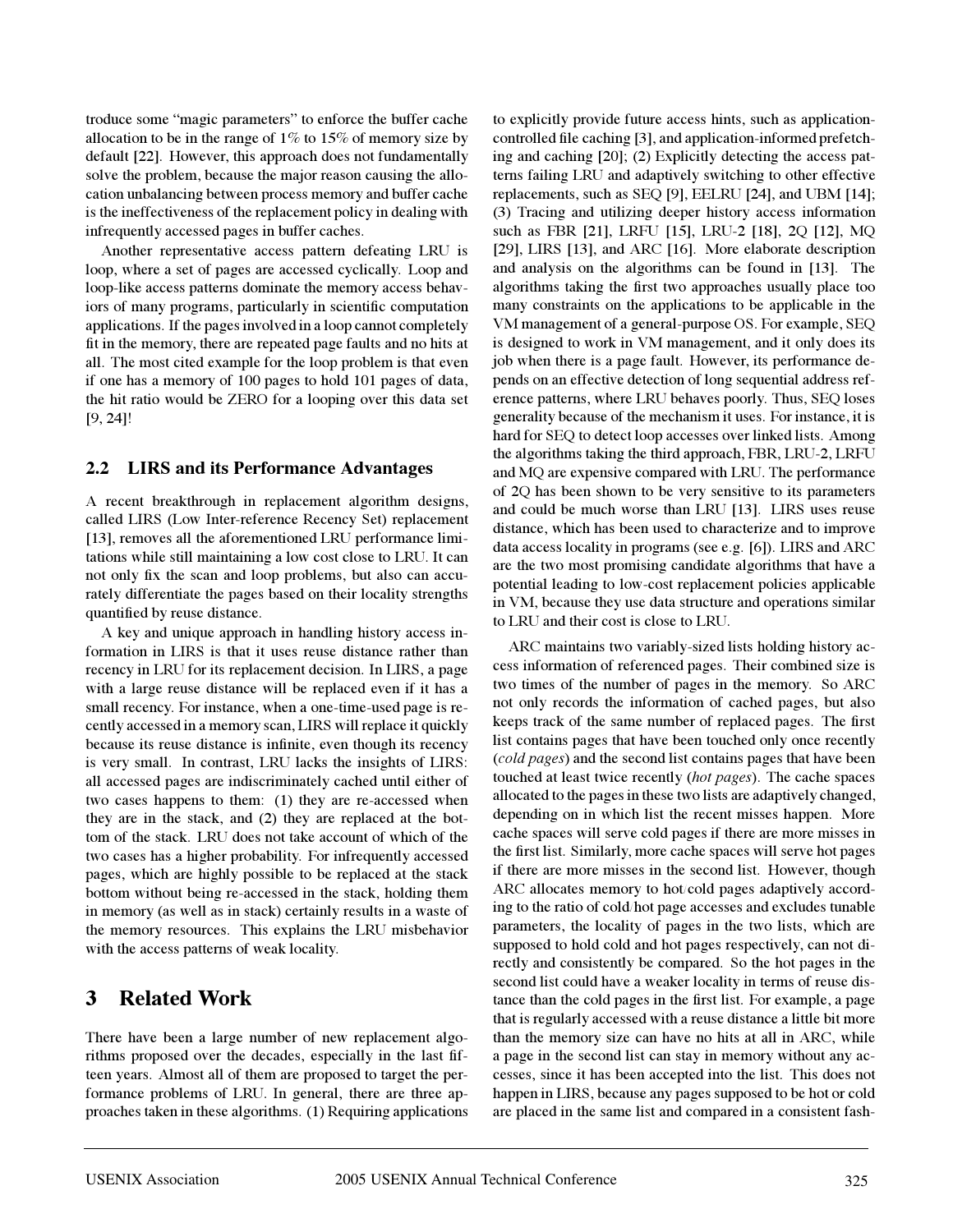troduce some "magic parameters" to enforce the buffer cache allocation to be in the range of 1% to 15% of memory size by default [22]. However, this approach does not fundamentally solve the problem, because the major reason causing the allocation unbalancing between process memory and buffer cache is the ineffectiveness of the replacement policy in dealing with infrequently accessed pages in buffer caches.

Another representative access pattern defeating LRU is loop, where a set of pages are accessed cyclically. Loop and loop-like access patterns dominate the memory access behaviors of many programs, particularly in scientific computation applications. If the pages involved in a loop cannot completely fit in the memory, there are repeated page faults and no hits at all. The most cited example for the loop problem is that even if one has a memory of 100 pages to hold 101 pages of data, the hit ratio would be ZERO for a looping over this data set [9, 24]!

### 2.2 LIRS and its Performance Advantages

A recent breakthrough in replacement algorithm designs, called LIRS (Low Inter-reference Recency Set) replacement [13], removes all the aforementioned LRU performance limitations while still maintaining a low cost close to LRU. It can not only fix the scan and loop problems, but also can accurately differentiate the pages based on their locality strengths quantified by reuse distance.

A key and unique approach in handling history access information in LIRS is that it uses reuse distance rather than recency in LRU for its replacement decision. In LIRS, a page with a large reuse distance will be replaced even if it has a small recency. For instance, when a one-time-used page is recently accessed in a memory scan, LIRS will replace it quickly because its reuse distance is infinite, even though its recency is very small. In contrast, LRU lacks the insights of LIRS: all accessed pages are indiscriminately cached until either of two cases happens to them: (1) they are re-accessed when they are in the stack, and (2) they are replaced at the bottom of the stack. LRU does not take account of which of the two cases has a higher probability. For infrequently accessed pages, which are highly possible to be replaced at the stack bottom without being re-accessed in the stack, holding them in memory (as well as in stack) certainly results in a waste of the memory resources. This explains the LRU misbehavior with the access patterns of weak locality.

## 3 Related Work

There have been a large number of new replacement algorithms proposed over the decades, especially in the last fifteen years. Almost all of them are proposed to target the performance problems of LRU. In general, there are three approaches taken in these algorithms. (1) Requiring applications to explicitly provide future access hints, such as application-controlled file caching [3], and application-informed prefetching and caching [20]; (2) Explicitly detecting the access patterns failing LRU and adaptively switching to other effective replacements, such as SEQ [9], EELRU [24], and UBM [14]; (3) Tracing and utilizing deeper history access information such as FBR [21], LRFU [15], LRU-2 [18], 2Q [12], MQ [29], LIRS [13], and ARC [16]. More elaborate description and analysis on the algorithms can be found in [13]. The algorithms taking the first two approaches usually place too many constraints on the applications to be applicable in the VM management of a general-purpose OS. For example, SEQ is designed to work in VM management, and it only does its job when there is a page fault. However, its performance depends on an effective detection of long sequential address reference patterns, where LRU behaves poorly. Thus, SEQ loses generality because of the mechanism it uses. For instance, it is hard for SEQ to detect loop accesses over linked lists. Among the algorithms taking the third approach, FBR, LRU-2, LRFU and MQ are expensive compared with LRU. The performance of 2Q has been shown to be very sensitive to its parameters and could be much worse than LRU [13]. LIRS uses reuse distance, which has been used to characterize and to improve data access locality in programs (see e.g. [6]). LIRS and ARC are the two most promising candidate algorithms that have a potential leading to low-cost replacement policies applicable in VM, because they use data structure and operations similar to LRU and their cost is close to LRU.

ARC maintains two variably-sized lists holding history access information of referenced pages. Their combined size is two times of the number of pages in the memory. So ARC not only records the information of cached pages, but also keeps track of the same number of replaced pages. The first list contains pages that have been touched only once recently (*cold pages*) and the second list contains pages that have been touched at least twice recently (*hot pages*). The cache spaces allocated to the pages in these two lists are adaptively changed, depending on in which list the recent misses happen. More cache spaces will serve cold pages if there are more misses in the first list. Similarly, more cache spaces will serve hot pages if there are more misses in the second list. However, though ARC allocates memory to hot/cold pages adaptively according to the ratio of cold/hot page accesses and excludes tunable parameters, the locality of pages in the two lists, which are supposed to hold cold and hot pages respectively, can not directly and consistently be compared. So the hot pages in the second list could have a weaker locality in terms of reuse distance than the cold pages in the first list. For example, a page that is regularly accessed with a reuse distance a little bit more than the memory size can have no hits at all in ARC, while a page in the second list can stay in memory without any accesses, since it has been accepted into the list. This does not happen in LIRS, because any pages supposed to be hot or cold are placed in the same list and compared in a consistent fash-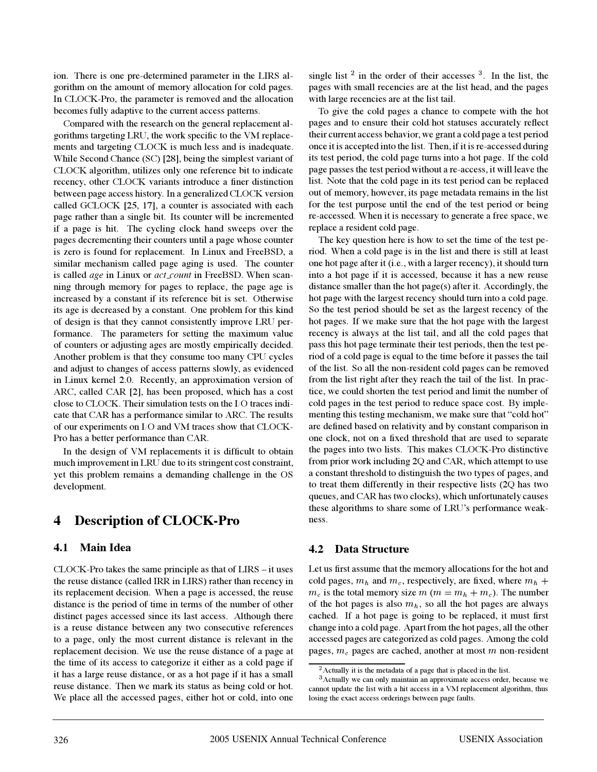ion. There is one pre-determined parameter in the LIRS algorithm on the amount of memory allocation for cold pages. In CLOCK-Pro, the parameter is removed and the allocation becomes fully adaptive to the current access patterns.

Compared with the research on the general replacement algorithms targeting LRU, the work specific to the VM replacements and targeting CLOCK is much less and is inadequate. While Second Chance (SC) [28], being the simplest variant of CLOCK algorithm, utilizes only one reference bit to indicate recency, other CLOCK variants introduce a finer distinction between page access history. In a generalized CLOCK version called GCLOCK [25, 17], a counter is associated with each page rather than a single bit. Its counter will be incremented if a page is hit. The cycling clock hand sweeps over the pages decrementing their counters until a page whose counter is zero is found for replacement. In Linux and FreeBSD, a similar mechanism called page aging is used. The counter is called *age* in Linux or *act_count* in FreeBSD. When scanning through memory for pages to replace, the page age is increased by a constant if its reference bit is set. Otherwise its age is decreased by a constant. One problem for this kind of design is that they cannot consistently improve LRU performance. The parameters for setting the maximum value of counters or adjusting ages are mostly empirically decided. Another problem is that they consume too many CPU cycles and adjust to changes of access patterns slowly, as evidenced in Linux kernel 2.0. Recently, an approximation version of ARC, called CAR [2], has been proposed, which has a cost close to CLOCK. Their simulation tests on the I/O traces indicate that CAR has a performance similar to ARC. The results of our experiments on I/O and VM traces show that CLOCK-Pro has a better performance than CAR.

In the design of VM replacements it is difficult to obtain much improvement in LRU due to its stringent cost constraint, yet this problem remains a demanding challenge in the OS development.

# 4 Description of CLOCK-Pro

## 4.1 Main Idea

CLOCK-Pro takes the same principle as that of LIRS – it uses the reuse distance (called IRR in LIRS) rather than recency in its replacement decision. When a page is accessed, the reuse distance is the period of time in terms of the number of other distinct pages accessed since its last access. Although there is a reuse distance between any two consecutive references to a page, only the most current distance is relevant in the replacement decision. We use the reuse distance of a page at the time of its access to categorize it either as a cold page if it has a large reuse distance, or as a hot page if it has a small reuse distance. Then we mark its status as being cold or hot. We place all the accessed pages, either hot or cold, into one single list [2] in the order of their accesses [3]. In the list, the pages with small recencies are at the list head, and the pages with large recencies are at the list tail.

To give the cold pages a chance to compete with the hot pages and to ensure their cold/hot statuses accurately reflect their current access behavior, we grant a cold page a test period once it is accepted into the list. Then, if it is re-accessed during its test period, the cold page turns into a hot page. If the cold page passes the test period without a re-access, it will leave the list. Note that the cold page in its test period can be replaced out of memory, however, its page metadata remains in the list for the test purpose until the end of the test period or being re-accessed. When it is necessary to generate a free space, we replace a resident cold page.

The key question here is how to set the time of the test period. When a cold page is in the list and there is still at least one hot page after it (i.e., with a larger recency), it should turn into a hot page if it is accessed, because it has a new reuse distance smaller than the hot page(s) after it. Accordingly, the hot page with the largest recency should turn into a cold page. So the test period should be set as the largest recency of the hot pages. If we make sure that the hot page with the largest recency is always at the list tail, and all the cold pages that pass this hot page terminate their test periods, then the test period of a cold page is equal to the time before it passes the tail of the list. So all the non-resident cold pages can be removed from the list right after they reach the tail of the list. In practice, we could shorten the test period and limit the number of cold pages in the test period to reduce space cost. By implementing this testing mechanism, we make sure that "cold/hot" are defined based on relativity and by constant comparison in one clock, not on a fixed threshold that are used to separate the pages into two lists. This makes CLOCK-Pro distinctive from prior work including 2Q and CAR, which attempt to use a constant threshold to distinguish the two types of pages, and to treat them differently in their respective lists (2Q has two queues, and CAR has two clocks), which unfortunately causes these algorithms to share some of LRU's performance weakness.

## 4.2 Data Structure

Let us first assume that the memory allocations for the hot and cold pages, $m_h$ and $m_c$, respectively, are fixed, where $m_h + m_c$ is the total memory size $m$ ($m = m_h + m_c$). The number of the hot pages is also $m_h$, so all the hot pages are always cached. If a hot page is going to be replaced, it must first change into a cold page. Apart from the hot pages, all the other accessed pages are categorized as cold pages. Among the cold pages, $m_c$ pages are cached, another at most $m$ non-resident

[2] Actually it is the metadata of a page that is placed in the list.

[3] Actually we can only maintain an approximate access order, because we cannot update the list with a hit access in a VM replacement algorithm, thus losing the exact access orderings between page faults.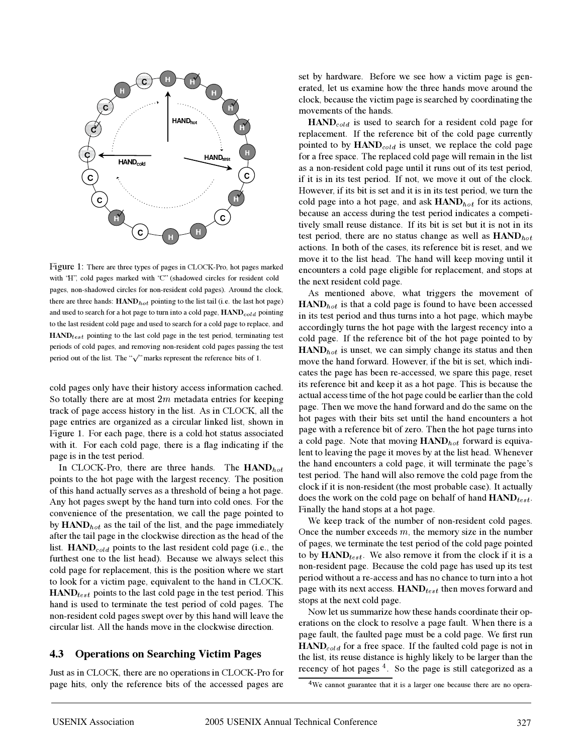Figure 1: There are three types of pages in CLOCK-Pro, hot pages marked with 'H', cold pages marked with 'C' (shadowed circles for resident cold pages, non-shadowed circles for non-resident cold pages). Around the clock, there are three hands: **HAND**$_{hot}$ pointing to the list tail (i.e. the last hot page) and used to search for a hot page to turn into a cold page, **HAND**$_{cold}$ pointing to the last resident cold page and used to search for a cold page to replace, and **HAND**$_{test}$ pointing to the last cold page in the test period, terminating test periods of cold pages, and removing non-resident cold pages passing the test period out of the list. The "√" marks represent the reference bits of 1.

cold pages only have their history access information cached. So totally there are at most $2m$ metadata entries for keeping track of page access history in the list. As in CLOCK, all the page entries are organized as a circular linked list, shown in Figure 1. For each page, there is a cold/hot status associated with it. For each cold page, there is a flag indicating if the page is in the test period.

In CLOCK-Pro, there are three hands. The **HAND**$_{hot}$ points to the hot page with the largest recency. The position of this hand actually serves as a threshold of being a hot page. Any hot pages swept by the hand turn into cold ones. For the convenience of the presentation, we call the page pointed to by **HAND**$_{hot}$ as the tail of the list, and the page immediately after the tail page in the clockwise direction as the head of the list. **HAND**$_{cold}$ points to the last resident cold page (i.e., the furthest one to the list head). Because we always select this cold page for replacement, this is the position where we start to look for a victim page, equivalent to the hand in CLOCK. **HAND**$_{test}$ points to the last cold page in the test period. This hand is used to terminate the test period of cold pages. The non-resident cold pages swept over by this hand will leave the circular list. All the hands move in the clockwise direction.

### 4.3 Operations on Searching Victim Pages

Just as in CLOCK, there are no operations in CLOCK-Pro for page hits, only the reference bits of the accessed pages are set by hardware. Before we see how a victim page is generated, let us examine how the three hands move around the clock, because the victim page is searched by coordinating the movements of the hands.

**HAND**$_{cold}$ is used to search for a resident cold page for replacement. If the reference bit of the cold page currently pointed to by **HAND**$_{cold}$ is unset, we replace the cold page for a free space. The replaced cold page will remain in the list as a non-resident cold page until it runs out of its test period, if it is in its test period. If not, we move it out of the clock. However, if its bit is set and it is in its test period, we turn the cold page into a hot page, and ask **HAND**$_{hot}$ for its actions, because an access during the test period indicates a competitively small reuse distance. If its bit is set but it is not in its test period, there are no status change as well as **HAND**$_{hot}$ actions. In both of the cases, its reference bit is reset, and we move it to the list head. The hand will keep moving until it encounters a cold page eligible for replacement, and stops at the next resident cold page.

As mentioned above, what triggers the movement of **HAND**$_{hot}$ is that a cold page is found to have been accessed in its test period and thus turns into a hot page, which maybe accordingly turns the hot page with the largest recency into a cold page. If the reference bit of the hot page pointed to by **HAND**$_{hot}$ is unset, we can simply change its status and then move the hand forward. However, if the bit is set, which indicates the page has been re-accessed, we spare this page, reset its reference bit and keep it as a hot page. This is because the actual access time of the hot page could be earlier than the cold page. Then we move the hand forward and do the same on the hot pages with their bits set until the hand encounters a hot page with a reference bit of zero. Then the hot page turns into a cold page. Note that moving **HAND**$_{hot}$ forward is equivalent to leaving the page it moves by at the list head. Whenever the hand encounters a cold page, it will terminate the page's test period. The hand will also remove the cold page from the clock if it is non-resident (the most probable case). It actually does the work on the cold page on behalf of hand **HAND**$_{test}$. Finally the hand stops at a hot page.

We keep track of the number of non-resident cold pages. Once the number exceeds $m$, the memory size in the number of pages, we terminate the test period of the cold page pointed to by **HAND**$_{test}$. We also remove it from the clock if it is a non-resident page. Because the cold page has used up its test period without a re-access and has no chance to turn into a hot page with its next access. **HAND**$_{test}$ then moves forward and stops at the next cold page.

Now let us summarize how these hands coordinate their operations on the clock to resolve a page fault. When there is a page fault, the faulted page must be a cold page. We first run **HAND**$_{cold}$ for a free space. If the faulted cold page is not in the list, its reuse distance is highly likely to be larger than the recency of hot pages [4]. So the page is still categorized as a

[4] We cannot guarantee that it is a larger one because there are no opera-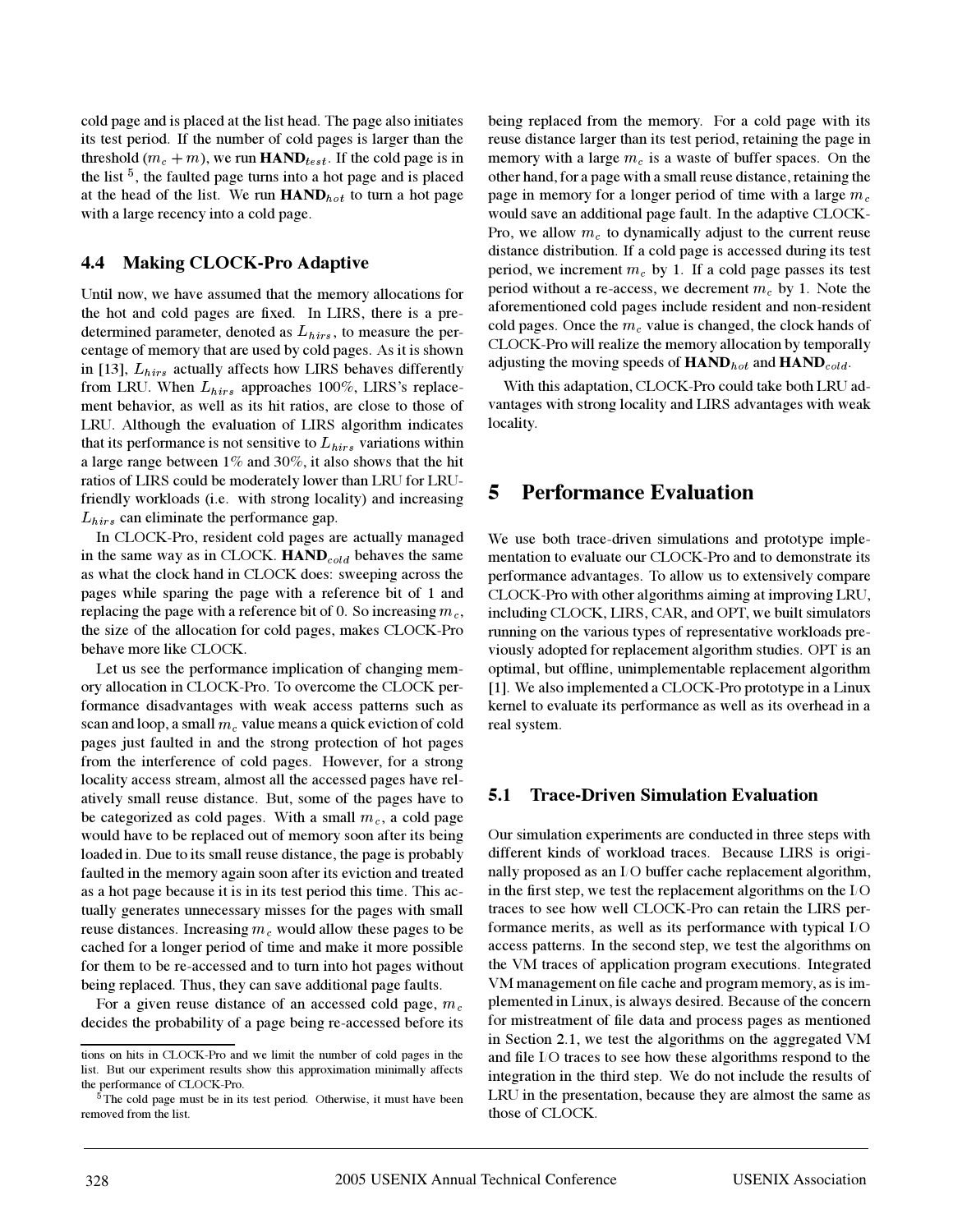cold page and is placed at the list head. The page also initiates its test period. If the number of cold pages is larger than the threshold ($m_c + m$), we run $\textbf{HAND}_{test}$. If the cold page is in the list [5], the faulted page turns into a hot page and is placed at the head of the list. We run $\textbf{HAND}_{hot}$ to turn a hot page with a large recency into a cold page.

### 4.4 Making CLOCK-Pro Adaptive

Until now, we have assumed that the memory allocations for the hot and cold pages are fixed. In LIRS, there is a predetermined parameter, denoted as $L_{hirs}$, to measure the percentage of memory that are used by cold pages. As it is shown in [13], $L_{hirs}$ actually affects how LIRS behaves differently from LRU. When $L_{hirs}$ approaches 100%, LIRS's replacement behavior, as well as its hit ratios, are close to those of LRU. Although the evaluation of LIRS algorithm indicates that its performance is not sensitive to $L_{hirs}$ variations within a large range between 1% and 30%, it also shows that the hit ratios of LIRS could be moderately lower than LRU for LRU-friendly workloads (i.e. with strong locality) and increasing $L_{hirs}$ can eliminate the performance gap.

In CLOCK-Pro, resident cold pages are actually managed in the same way as in CLOCK. $\textbf{HAND}_{cold}$ behaves the same as what the clock hand in CLOCK does: sweeping across the pages while sparing the page with a reference bit of 1 and replacing the page with a reference bit of 0. So increasing $m_c$, the size of the allocation for cold pages, makes CLOCK-Pro behave more like CLOCK.

Let us see the performance implication of changing memory allocation in CLOCK-Pro. To overcome the CLOCK performance disadvantages with weak access patterns such as scan and loop, a small $m_c$ value means a quick eviction of cold pages just faulted in and the strong protection of hot pages from the interference of cold pages. However, for a strong locality access stream, almost all the accessed pages have relatively small reuse distance. But, some of the pages have to be categorized as cold pages. With a small $m_c$, a cold page would have to be replaced out of memory soon after its being loaded in. Due to its small reuse distance, the page is probably faulted in the memory again soon after its eviction and treated as a hot page because it is in its test period this time. This actually generates unnecessary misses for the pages with small reuse distances. Increasing $m_c$ would allow these pages to be cached for a longer period of time and make it more possible for them to be re-accessed and to turn into hot pages without being replaced. Thus, they can save additional page faults.

For a given reuse distance of an accessed cold page, $m_c$ decides the probability of a page being re-accessed before its being replaced from the memory. For a cold page with its reuse distance larger than its test period, retaining the page in memory with a large $m_c$ is a waste of buffer spaces. On the other hand, for a page with a small reuse distance, retaining the page in memory for a longer period of time with a large $m_c$ would save an additional page fault. In the adaptive CLOCK-Pro, we allow $m_c$ to dynamically adjust to the current reuse distance distribution. If a cold page is accessed during its test period, we increment $m_c$ by 1. If a cold page passes its test period without a re-access, we decrement $m_c$ by 1. Note the aforementioned cold pages include resident and non-resident cold pages. Once the $m_c$ value is changed, the clock hands of CLOCK-Pro will realize the memory allocation by temporally adjusting the moving speeds of $\textbf{HAND}_{hot}$ and $\textbf{HAND}_{cold}$.

With this adaptation, CLOCK-Pro could take both LRU advantages with strong locality and LIRS advantages with weak locality.

## 5 Performance Evaluation

We use both trace-driven simulations and prototype implementation to evaluate our CLOCK-Pro and to demonstrate its performance advantages. To allow us to extensively compare CLOCK-Pro with other algorithms aiming at improving LRU, including CLOCK, LIRS, CAR, and OPT, we built simulators running on the various types of representative workloads previously adopted for replacement algorithm studies. OPT is an optimal, but offline, unimplementable replacement algorithm [1]. We also implemented a CLOCK-Pro prototype in a Linux kernel to evaluate its performance as well as its overhead in a real system.

### 5.1 Trace-Driven Simulation Evaluation

Our simulation experiments are conducted in three steps with different kinds of workload traces. Because LIRS is originally proposed as an I/O buffer cache replacement algorithm, in the first step, we test the replacement algorithms on the I/O traces to see how well CLOCK-Pro can retain the LIRS performance merits, as well as its performance with typical I/O access patterns. In the second step, we test the algorithms on the VM traces of application program executions. Integrated VM management on file cache and program memory, as is implemented in Linux, is always desired. Because of the concern for mistreatment of file data and process pages as mentioned in Section 2.1, we test the algorithms on the aggregated VM and file I/O traces to see how these algorithms respond to the integration in the third step. We do not include the results of LRU in the presentation, because they are almost the same as those of CLOCK.

---

tions on hits in CLOCK-Pro and we limit the number of cold pages in the list. But our experiment results show this approximation minimally affects the performance of CLOCK-Pro.

[5] The cold page must be in its test period. Otherwise, it must have been removed from the list.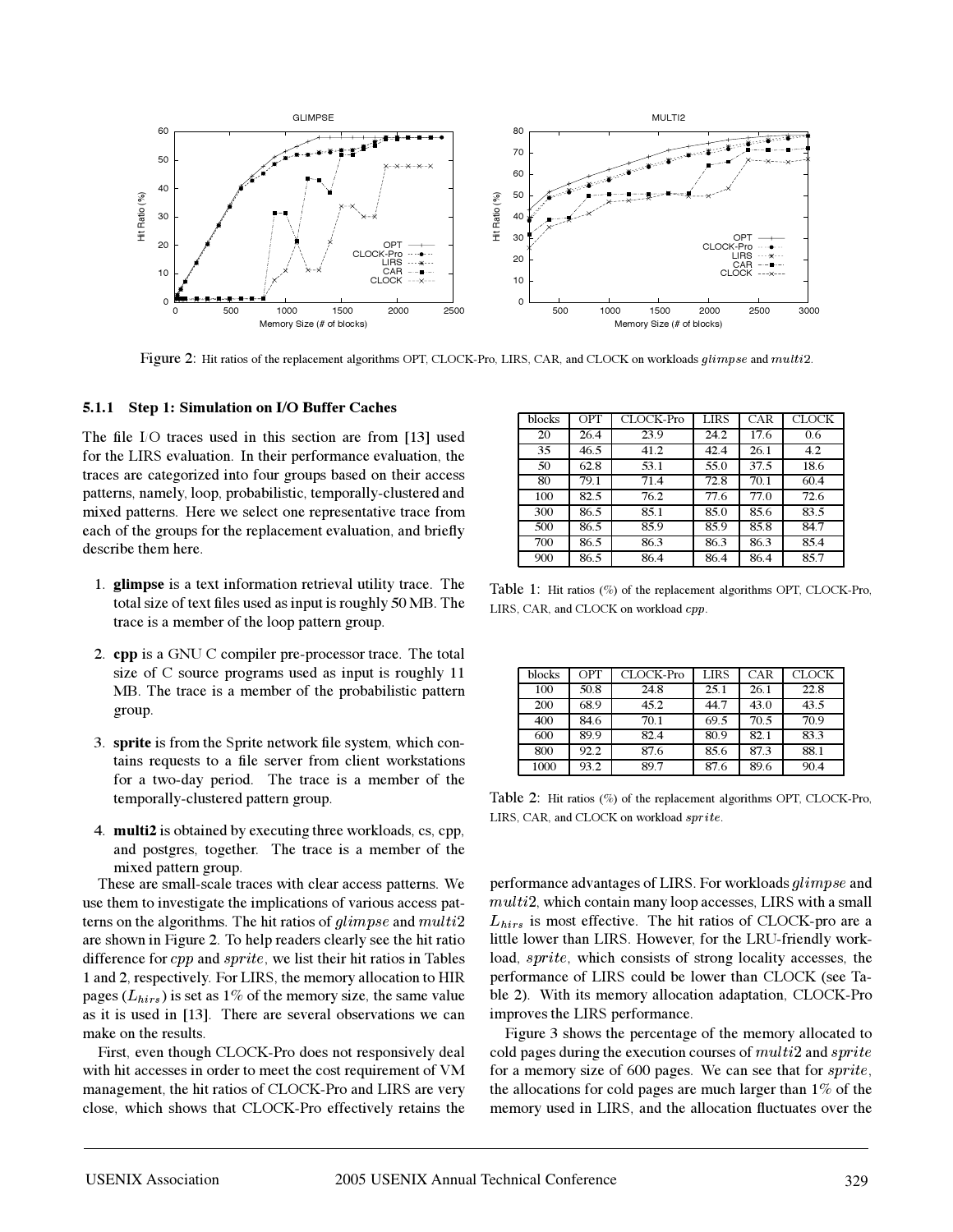Figure 2: Hit ratios of the replacement algorithms OPT, CLOCK-Pro, LIRS, CAR, and CLOCK on workloads $glimpse$ and $multi2$.

#### 5.1.1 Step 1: Simulation on I/O Buffer Caches

The file I/O traces used in this section are from [13] used for the LIRS evaluation. In their performance evaluation, the traces are categorized into four groups based on their access patterns, namely, loop, probabilistic, temporally-clustered and mixed patterns. Here we select one representative trace from each of the groups for the replacement evaluation, and briefly describe them here.

1. **glimpse** is a text information retrieval utility trace. The total size of text files used as input is roughly 50 MB. The trace is a member of the loop pattern group.

2. **cpp** is a GNU C compiler pre-processor trace. The total size of C source programs used as input is roughly 11 MB. The trace is a member of the probabilistic pattern group.

3. **sprite** is from the Sprite network file system, which contains requests to a file server from client workstations for a two-day period. The trace is a member of the temporally-clustered pattern group.

4. **multi2** is obtained by executing three workloads, cs, cpp, and postgres, together. The trace is a member of the mixed pattern group.

These are small-scale traces with clear access patterns. We use them to investigate the implications of various access patterns on the algorithms. The hit ratios of $glimpse$ and $multi2$ are shown in Figure 2. To help readers clearly see the hit ratio difference for $cpp$ and $sprite$, we list their hit ratios in Tables 1 and 2, respectively. For LIRS, the memory allocation to HIR pages ($L_{hirs}$) is set as 1% of the memory size, the same value as it is used in [13]. There are several observations we can make on the results.

First, even though CLOCK-Pro does not responsively deal with hit accesses in order to meet the cost requirement of VM management, the hit ratios of CLOCK-Pro and LIRS are very close, which shows that CLOCK-Pro effectively retains the performance advantages of LIRS. For workloads $glimpse$ and $multi2$, which contain many loop accesses, LIRS with a small $L_{hirs}$ is most effective. The hit ratios of CLOCK-pro are a little lower than LIRS. However, for the LRU-friendly workload, $sprite$, which consists of strong locality accesses, the performance of LIRS could be lower than CLOCK (see Table 2). With its memory allocation adaptation, CLOCK-Pro improves the LIRS performance.

Figure 3 shows the percentage of the memory allocated to cold pages during the execution courses of $multi2$ and $sprite$ for a memory size of 600 pages. We can see that for $sprite$, the allocations for cold pages are much larger than 1% of the memory used in LIRS, and the allocation fluctuates over the

| blocks | OPT | CLOCK-Pro | LIRS | CAR | CLOCK |
|---|---|---|---|---|---|
| 20 | 26.4 | 23.9 | 24.2 | 17.6 | 0.6 |
| 35 | 46.5 | 41.2 | 42.4 | 26.1 | 4.2 |
| 50 | 62.8 | 53.1 | 55.0 | 37.5 | 18.6 |
| 80 | 79.1 | 71.4 | 72.8 | 70.1 | 60.4 |
| 100 | 82.5 | 76.2 | 77.6 | 77.0 | 72.6 |
| 300 | 86.5 | 85.1 | 85.0 | 85.6 | 83.5 |
| 500 | 86.5 | 85.9 | 85.9 | 85.8 | 84.7 |
| 700 | 86.5 | 86.3 | 86.3 | 86.3 | 85.4 |
| 900 | 86.5 | 86.4 | 86.4 | 86.4 | 85.7 |

Table 1: Hit ratios (%) of the replacement algorithms OPT, CLOCK-Pro, LIRS, CAR, and CLOCK on workload $cpp$.

| blocks | OPT | CLOCK-Pro | LIRS | CAR | CLOCK |
|---|---|---|---|---|---|
| 100 | 50.8 | 24.8 | 25.1 | 26.1 | 22.8 |
| 200 | 68.9 | 45.2 | 44.7 | 43.0 | 43.5 |
| 400 | 84.6 | 70.1 | 69.5 | 70.5 | 70.9 |
| 600 | 89.9 | 82.4 | 80.9 | 82.1 | 83.3 |
| 800 | 92.2 | 87.6 | 85.6 | 87.3 | 88.1 |
| 1000 | 93.2 | 89.7 | 87.6 | 89.6 | 90.4 |

Table 2: Hit ratios (%) of the replacement algorithms OPT, CLOCK-Pro, LIRS, CAR, and CLOCK on workload $sprite$.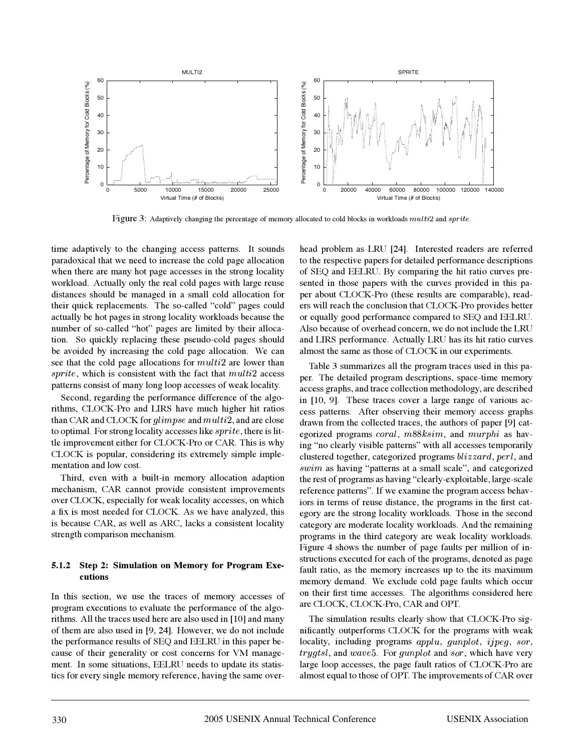Figure 3: Adaptively changing the percentage of memory allocated to cold blocks in workloads $multi2$ and $sprite$.

time adaptively to the changing access patterns. It sounds paradoxical that we need to increase the cold page allocation when there are many hot page accesses in the strong locality workload. Actually only the real cold pages with large reuse distances should be managed in a small cold allocation for their quick replacements. The so-called "cold" pages could actually be hot pages in strong locality workloads because the number of so-called "hot" pages are limited by their allocation. So quickly replacing these pseudo-cold pages should be avoided by increasing the cold page allocation. We can see that the cold page allocations for $multi2$ are lower than $sprite$, which is consistent with the fact that $multi2$ access patterns consist of many long loop accesses of weak locality.

Second, regarding the performance difference of the algorithms, CLOCK-Pro and LIRS have much higher hit ratios than CAR and CLOCK for $glimpse$ and $multi2$, and are close to optimal. For strong locality accesses like $sprite$, there is little improvement either for CLOCK-Pro or CAR. This is why CLOCK is popular, considering its extremely simple implementation and low cost.

Third, even with a built-in memory allocation adaption mechanism, CAR cannot provide consistent improvements over CLOCK, especially for weak locality accesses, on which a fix is most needed for CLOCK. As we have analyzed, this is because CAR, as well as ARC, lacks a consistent locality strength comparison mechanism.

### 5.1.2 Step 2: Simulation on Memory for Program Executions

In this section, we use the traces of memory accesses of program executions to evaluate the performance of the algorithms. All the traces used here are also used in [10] and many of them are also used in [9, 24]. However, we do not include the performance results of SEQ and EELRU in this paper because of their generality or cost concerns for VM management. In some situations, EELRU needs to update its statistics for every single memory reference, having the same overhead problem as LRU [24]. Interested readers are referred to the respective papers for detailed performance descriptions of SEQ and EELRU. By comparing the hit ratio curves presented in those papers with the curves provided in this paper about CLOCK-Pro (these results are comparable), readers will reach the conclusion that CLOCK-Pro provides better or equally good performance compared to SEQ and EELRU. Also because of overhead concern, we do not include the LRU and LIRS performance. Actually LRU has its hit ratio curves almost the same as those of CLOCK in our experiments.

Table 3 summarizes all the program traces used in this paper. The detailed program descriptions, space-time memory access graphs, and trace collection methodology, are described in [10, 9]. These traces cover a large range of various access patterns. After observing their memory access graphs drawn from the collected traces, the authors of paper [9] categorized programs $coral$, $m88ksim$, and $murphi$ as having "no clearly visible patterns" with all accesses temporarily clustered together, categorized programs $blizzard$, $perl$, and $swim$ as having "patterns at a small scale", and categorized the rest of programs as having "clearly-exploitable, large-scale reference patterns". If we examine the program access behaviors in terms of reuse distance, the programs in the first category are the strong locality workloads. Those in the second category are moderate locality workloads. And the remaining programs in the third category are weak locality workloads. Figure 4 shows the number of page faults per million of instructions executed for each of the programs, denoted as page fault ratio, as the memory increases up to the its maximum memory demand. We exclude cold page faults which occur on their first time accesses. The algorithms considered here are CLOCK, CLOCK-Pro, CAR and OPT.

The simulation results clearly show that CLOCK-Pro significantly outperforms CLOCK for the programs with weak locality, including programs $applu$, $gunplot$, $ijpeg$, $sor$, $trygtsl$, and $wave5$. For $gunplot$ and $sor$, which have very large loop accesses, the page fault ratios of CLOCK-Pro are almost equal to those of OPT. The improvements of CAR over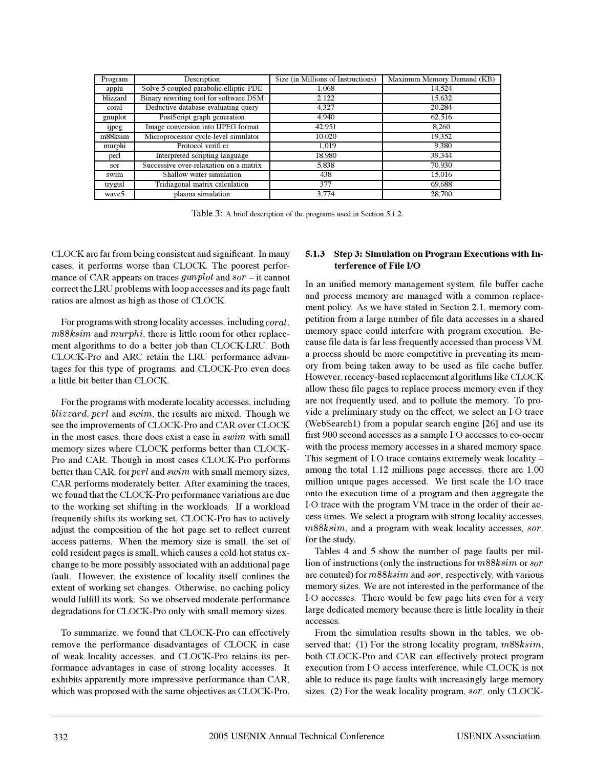| Program | Description | Size (in Millions of Instructions) | Maximum Memory Demand (KB) |
|---|---|---|---|
| applu | Solve 5 coupled parabolic/elliptic PDE | 1,068 | 14,524 |
| blizzard | Binary rewriting tool for software DSM | 2,122 | 15,632 |
| coral | Deductive database evaluating query | 4,327 | 20,284 |
| gnuplot | PostScript graph generation | 4,940 | 62,516 |
| ijpeg | Image conversion into IJPEG format | 42,951 | 8,260 |
| m88ksim | Microprocessor cycle-level simulator | 10,020 | 19,352 |
| murphi | Protocol verifi er | 1,019 | 9,380 |
| perl | Interpreted scripting language | 18,980 | 39,344 |
| sor | Successive over-relaxation on a matrix | 5,838 | 70,930 |
| swim | Shallow water simulation | 438 | 15,016 |
| trygtsl | Tridiagonal matrix calculation | 377 | 69,688 |
| wave5 | plasma simulation | 3,774 | 28,700 |

Table 3: A brief description of the programs used in Section 5.1.2.

CLOCK are far from being consistent and significant. In many cases, it performs worse than CLOCK. The poorest performance of CAR appears on traces $gunplot$ and $sor$ – it cannot correct the LRU problems with loop accesses and its page fault ratios are almost as high as those of CLOCK.

For programs with strong locality accesses, including $coral$, $m88ksim$ and $murphi$, there is little room for other replacement algorithms to do a better job than CLOCK/LRU. Both CLOCK-Pro and ARC retain the LRU performance advantages for this type of programs, and CLOCK-Pro even does a little bit better than CLOCK.

For the programs with moderate locality accesses, including $blizzard$, $perl$ and $swim$, the results are mixed. Though we see the improvements of CLOCK-Pro and CAR over CLOCK in the most cases, there does exist a case in $swim$ with small memory sizes where CLOCK performs better than CLOCK-Pro and CAR. Though in most cases CLOCK-Pro performs better than CAR, for $perl$ and $swim$ with small memory sizes, CAR performs moderately better. After examining the traces, we found that the CLOCK-Pro performance variations are due to the working set shifting in the workloads. If a workload frequently shifts its working set, CLOCK-Pro has to actively adjust the composition of the hot page set to reflect current access patterns. When the memory size is small, the set of cold resident pages is small, which causes a cold/hot status exchange to be more possibly associated with an additional page fault. However, the existence of locality itself confines the extent of working set changes. Otherwise, no caching policy would fulfill its work. So we observed moderate performance degradations for CLOCK-Pro only with small memory sizes.

To summarize, we found that CLOCK-Pro can effectively remove the performance disadvantages of CLOCK in case of weak locality accesses, and CLOCK-Pro retains its performance advantages in case of strong locality accesses. It exhibits apparently more impressive performance than CAR, which was proposed with the same objectives as CLOCK-Pro.

#### 5.1.3 Step 3: Simulation on Program Executions with Interference of File I/O

In an unified memory management system, file buffer cache and process memory are managed with a common replacement policy. As we have stated in Section 2.1, memory competition from a large number of file data accesses in a shared memory space could interfere with program execution. Because file data is far less frequently accessed than process VM, a process should be more competitive in preventing its memory from being taken away to be used as file cache buffer. However, recency-based replacement algorithms like CLOCK allow these file pages to replace process memory even if they are not frequently used, and to pollute the memory. To provide a preliminary study on the effect, we select an I/O trace (WebSearch1) from a popular search engine [26] and use its first 900 second accesses as a sample I/O accesses to co-occur with the process memory accesses in a shared memory space. This segment of I/O trace contains extremely weak locality – among the total 1.12 millions page accesses, there are 1.00 million unique pages accessed. We first scale the I/O trace onto the execution time of a program and then aggregate the I/O trace with the program VM trace in the order of their access times. We select a program with strong locality accesses, $m88ksim$, and a program with weak locality accesses, $sor$, for the study.

Tables 4 and 5 show the number of page faults per million of instructions (only the instructions for $m88ksim$ or $sor$ are counted) for $m88ksim$ and $sor$, respectively, with various memory sizes. We are not interested in the performance of the I/O accesses. There would be few page hits even for a very large dedicated memory because there is little locality in their accesses.

From the simulation results shown in the tables, we observed that: (1) For the strong locality program, $m88ksim$, both CLOCK-Pro and CAR can effectively protect program execution from I/O access interference, while CLOCK is not able to reduce its page faults with increasingly large memory sizes. (2) For the weak locality program, $sor$, only CLOCK-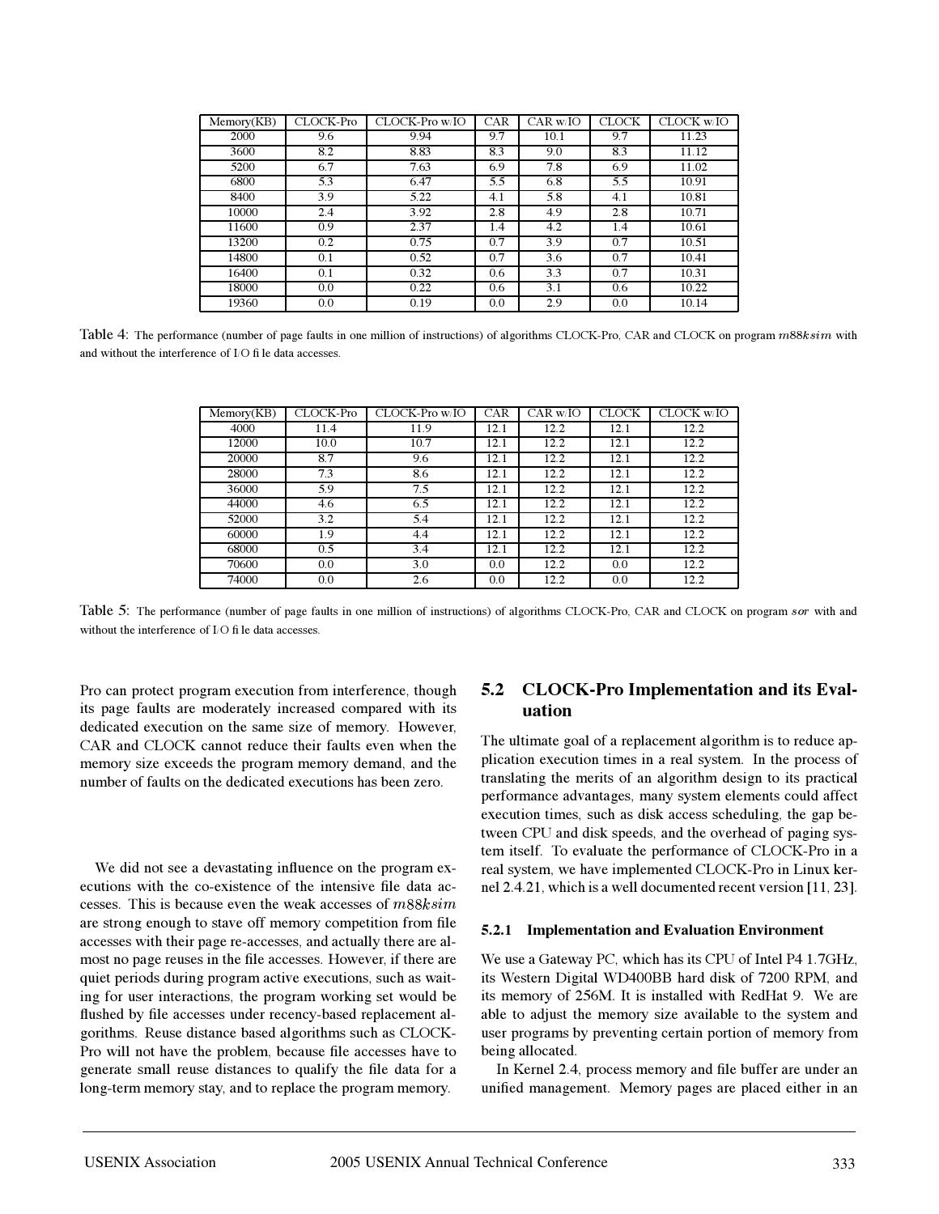| Memory(KB) | CLOCK-Pro | CLOCK-Pro w/IO | CAR | CAR w/IO | CLOCK | CLOCK w/IO |
|---|---|---|---|---|---|---|
| 2000 | 9.6 | 9.94 | 9.7 | 10.1 | 9.7 | 11.23 |
| 3600 | 8.2 | 8.83 | 8.3 | 9.0 | 8.3 | 11.12 |
| 5200 | 6.7 | 7.63 | 6.9 | 7.8 | 6.9 | 11.02 |
| 6800 | 5.3 | 6.47 | 5.5 | 6.8 | 5.5 | 10.91 |
| 8400 | 3.9 | 5.22 | 4.1 | 5.8 | 4.1 | 10.81 |
| 10000 | 2.4 | 3.92 | 2.8 | 4.9 | 2.8 | 10.71 |
| 11600 | 0.9 | 2.37 | 1.4 | 4.2 | 1.4 | 10.61 |
| 13200 | 0.2 | 0.75 | 0.7 | 3.9 | 0.7 | 10.51 |
| 14800 | 0.1 | 0.52 | 0.7 | 3.6 | 0.7 | 10.41 |
| 16400 | 0.1 | 0.32 | 0.6 | 3.3 | 0.7 | 10.31 |
| 18000 | 0.0 | 0.22 | 0.6 | 3.1 | 0.6 | 10.22 |
| 19360 | 0.0 | 0.19 | 0.0 | 2.9 | 0.0 | 10.14 |

Table 4: The performance (number of page faults in one million of instructions) of algorithms CLOCK-Pro, CAR and CLOCK on program $m88ksim$ with and without the interference of I/O file data accesses.

| Memory(KB) | CLOCK-Pro | CLOCK-Pro w/IO | CAR | CAR w/IO | CLOCK | CLOCK w/IO |
|---|---|---|---|---|---|---|
| 4000 | 11.4 | 11.9 | 12.1 | 12.2 | 12.1 | 12.2 |
| 12000 | 10.0 | 10.7 | 12.1 | 12.2 | 12.1 | 12.2 |
| 20000 | 8.7 | 9.6 | 12.1 | 12.2 | 12.1 | 12.2 |
| 28000 | 7.3 | 8.6 | 12.1 | 12.2 | 12.1 | 12.2 |
| 36000 | 5.9 | 7.5 | 12.1 | 12.2 | 12.1 | 12.2 |
| 44000 | 4.6 | 6.5 | 12.1 | 12.2 | 12.1 | 12.2 |
| 52000 | 3.2 | 5.4 | 12.1 | 12.2 | 12.1 | 12.2 |
| 60000 | 1.9 | 4.4 | 12.1 | 12.2 | 12.1 | 12.2 |
| 68000 | 0.5 | 3.4 | 12.1 | 12.2 | 12.1 | 12.2 |
| 70600 | 0.0 | 3.0 | 0.0 | 12.2 | 0.0 | 12.2 |
| 74000 | 0.0 | 2.6 | 0.0 | 12.2 | 0.0 | 12.2 |

Table 5: The performance (number of page faults in one million of instructions) of algorithms CLOCK-Pro, CAR and CLOCK on program $sor$ with and without the interference of I/O file data accesses.

Pro can protect program execution from interference, though its page faults are moderately increased compared with its dedicated execution on the same size of memory. However, CAR and CLOCK cannot reduce their faults even when the memory size exceeds the program memory demand, and the number of faults on the dedicated executions has been zero.

We did not see a devastating influence on the program executions with the co-existence of the intensive file data accesses. This is because even the weak accesses of $m88ksim$ are strong enough to stave off memory competition from file accesses with their page re-accesses, and actually there are almost no page reuses in the file accesses. However, if there are quiet periods during program active executions, such as waiting for user interactions, the program working set would be flushed by file accesses under recency-based replacement algorithms. Reuse distance based algorithms such as CLOCK-Pro will not have the problem, because file accesses have to generate small reuse distances to qualify the file data for a long-term memory stay, and to replace the program memory.

## 5.2 CLOCK-Pro Implementation and its Evaluation

The ultimate goal of a replacement algorithm is to reduce application execution times in a real system. In the process of translating the merits of an algorithm design to its practical performance advantages, many system elements could affect execution times, such as disk access scheduling, the gap between CPU and disk speeds, and the overhead of paging system itself. To evaluate the performance of CLOCK-Pro in a real system, we have implemented CLOCK-Pro in Linux kernel 2.4.21, which is a well documented recent version [11, 23].

### 5.2.1 Implementation and Evaluation Environment

We use a Gateway PC, which has its CPU of Intel P4 1.7GHz, its Western Digital WD400BB hard disk of 7200 RPM, and its memory of 256M. It is installed with RedHat 9. We are able to adjust the memory size available to the system and user programs by preventing certain portion of memory from being allocated.

In Kernel 2.4, process memory and file buffer are under an unified management. Memory pages are placed either in an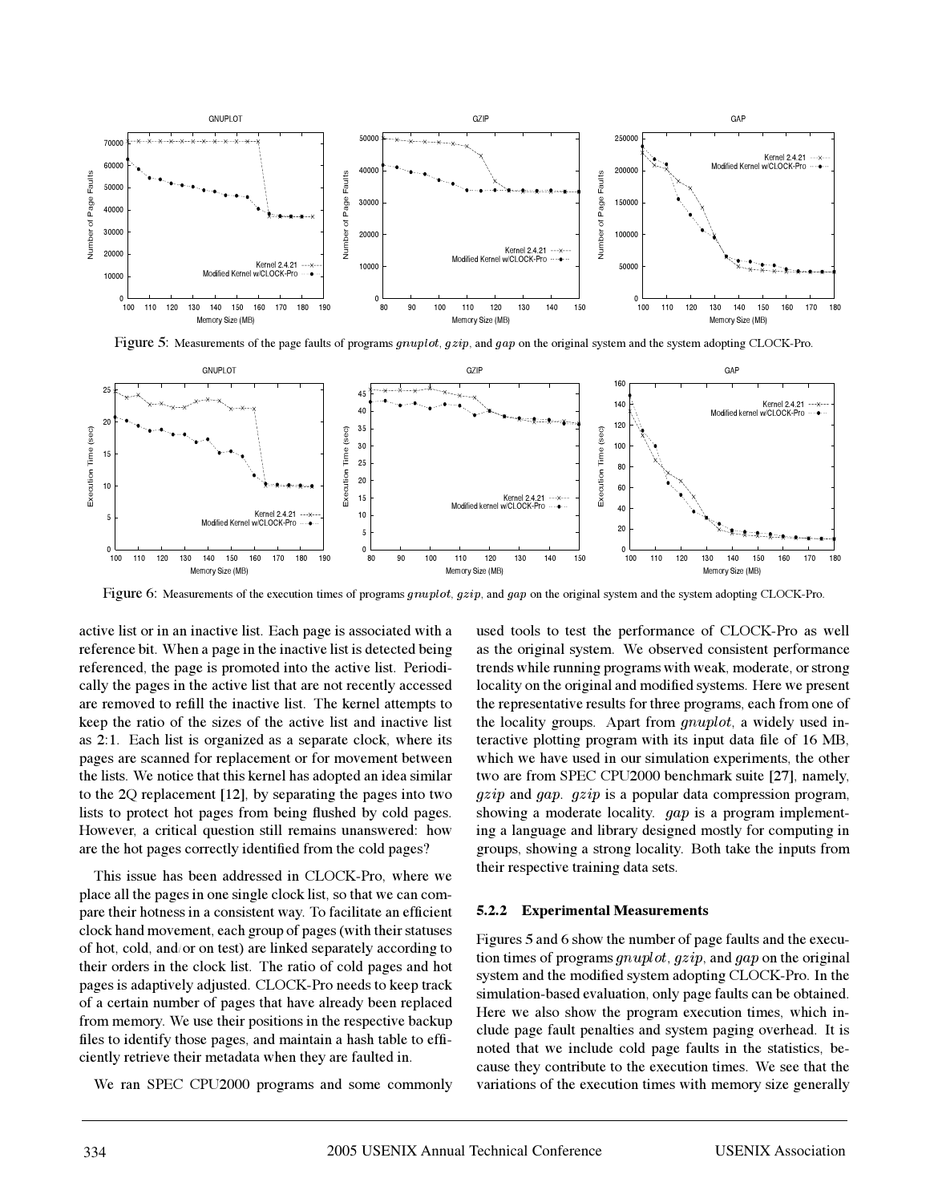Figure 5: Measurements of the page faults of programs *gnuplot*, *gzip*, and *gap* on the original system and the system adopting CLOCK-Pro.

Figure 6: Measurements of the execution times of programs *gnuplot*, *gzip*, and *gap* on the original system and the system adopting CLOCK-Pro.

active list or in an inactive list. Each page is associated with a reference bit. When a page in the inactive list is detected being referenced, the page is promoted into the active list. Periodically the pages in the active list that are not recently accessed are removed to refill the inactive list. The kernel attempts to keep the ratio of the sizes of the active list and inactive list as 2:1. Each list is organized as a separate clock, where its pages are scanned for replacement or for movement between the lists. We notice that this kernel has adopted an idea similar to the 2Q replacement [12], by separating the pages into two lists to protect hot pages from being flushed by cold pages. However, a critical question still remains unanswered: how are the hot pages correctly identified from the cold pages?

This issue has been addressed in CLOCK-Pro, where we place all the pages in one single clock list, so that we can compare their hotness in a consistent way. To facilitate an efficient clock hand movement, each group of pages (with their statuses of hot, cold, and/or on test) are linked separately according to their orders in the clock list. The ratio of cold pages and hot pages is adaptively adjusted. CLOCK-Pro needs to keep track of a certain number of pages that have already been replaced from memory. We use their positions in the respective backup files to identify those pages, and maintain a hash table to efficiently retrieve their metadata when they are faulted in.

We ran SPEC CPU2000 programs and some commonly used tools to test the performance of CLOCK-Pro as well as the original system. We observed consistent performance trends while running programs with weak, moderate, or strong locality on the original and modified systems. Here we present the representative results for three programs, each from one of the locality groups. Apart from *gnuplot*, a widely used interactive plotting program with its input data file of 16 MB, which we have used in our simulation experiments, the other two are from SPEC CPU2000 benchmark suite [27], namely, *gzip* and *gap*. *gzip* is a popular data compression program, showing a moderate locality. *gap* is a program implementing a language and library designed mostly for computing in groups, showing a strong locality. Both take the inputs from their respective training data sets.

#### 5.2.2 Experimental Measurements

Figures 5 and 6 show the number of page faults and the execution times of programs *gnuplot*, *gzip*, and *gap* on the original system and the modified system adopting CLOCK-Pro. In the simulation-based evaluation, only page faults can be obtained. Here we also show the program execution times, which include page fault penalties and system paging overhead. It is noted that we include cold page faults in the statistics, because they contribute to the execution times. We see that the variations of the execution times with memory size generally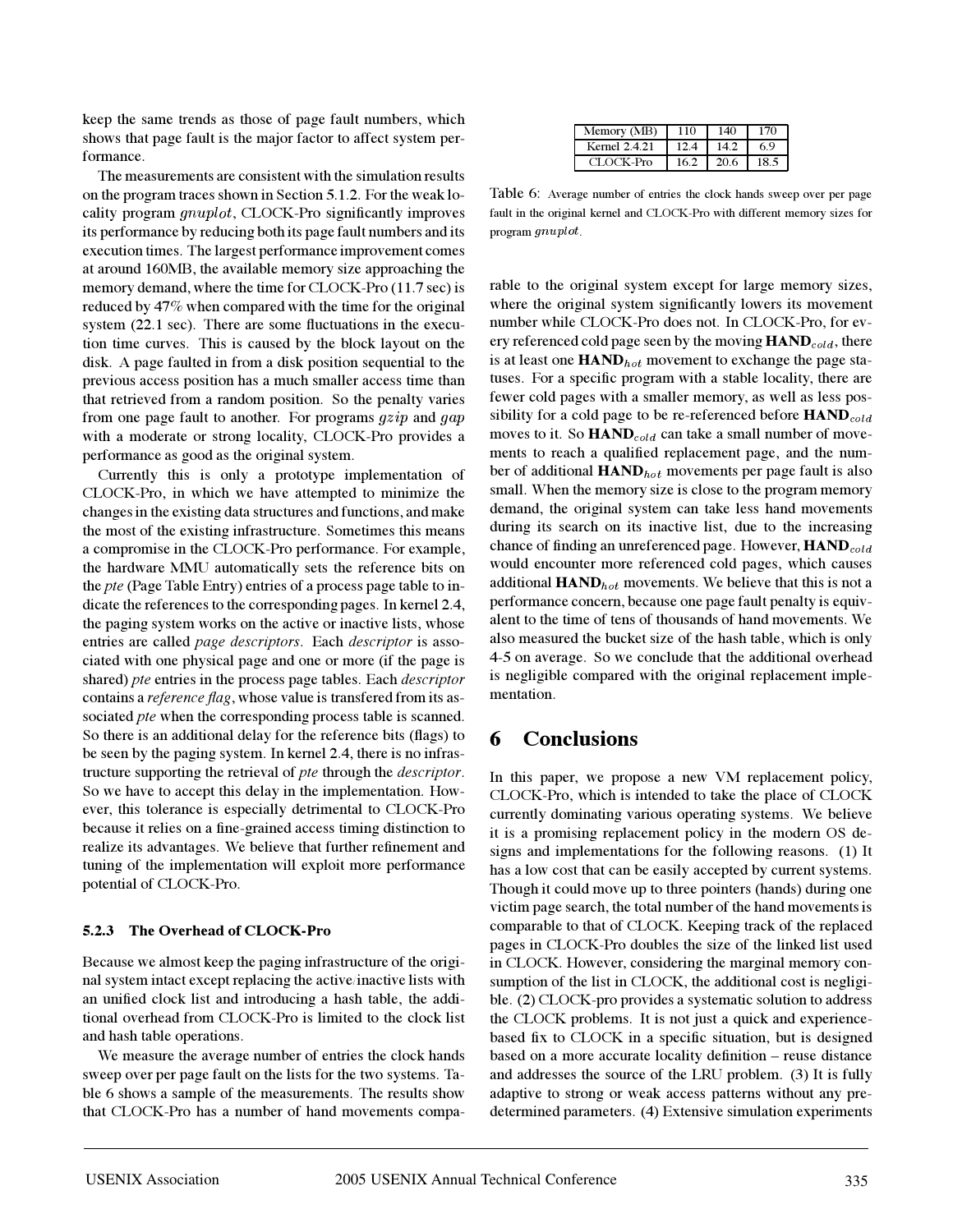keep the same trends as those of page fault numbers, which shows that page fault is the major factor to affect system performance.

The measurements are consistent with the simulation results on the program traces shown in Section 5.1.2. For the weak locality program *gnuplot*, CLOCK-Pro significantly improves its performance by reducing both its page fault numbers and its execution times. The largest performance improvement comes at around 160MB, the available memory size approaching the memory demand, where the time for CLOCK-Pro (11.7 sec) is reduced by 47% when compared with the time for the original system (22.1 sec). There are some fluctuations in the execution time curves. This is caused by the block layout on the disk. A page faulted in from a disk position sequential to the previous access position has a much smaller access time than that retrieved from a random position. So the penalty varies from one page fault to another. For programs *gzip* and *gap* with a moderate or strong locality, CLOCK-Pro provides a performance as good as the original system.

Currently this is only a prototype implementation of CLOCK-Pro, in which we have attempted to minimize the changes in the existing data structures and functions, and make the most of the existing infrastructure. Sometimes this means a compromise in the CLOCK-Pro performance. For example, the hardware MMU automatically sets the reference bits on the *pte* (Page Table Entry) entries of a process page table to indicate the references to the corresponding pages. In kernel 2.4, the paging system works on the active or inactive lists, whose entries are called *page descriptors*. Each *descriptor* is associated with one physical page and one or more (if the page is shared) *pte* entries in the process page tables. Each *descriptor* contains a *reference flag*, whose value is transfered from its associated *pte* when the corresponding process table is scanned. So there is an additional delay for the reference bits (flags) to be seen by the paging system. In kernel 2.4, there is no infrastructure supporting the retrieval of *pte* through the *descriptor*. So we have to accept this delay in the implementation. However, this tolerance is especially detrimental to CLOCK-Pro because it relies on a fine-grained access timing distinction to realize its advantages. We believe that further refinement and tuning of the implementation will exploit more performance potential of CLOCK-Pro.

#### 5.2.3 The Overhead of CLOCK-Pro

Because we almost keep the paging infrastructure of the original system intact except replacing the active/inactive lists with an unified clock list and introducing a hash table, the additional overhead from CLOCK-Pro is limited to the clock list and hash table operations.

We measure the average number of entries the clock hands sweep over per page fault on the lists for the two systems. Table 6 shows a sample of the measurements. The results show that CLOCK-Pro has a number of hand movements comparable to the original system except for large memory sizes, where the original system significantly lowers its movement number while CLOCK-Pro does not. In CLOCK-Pro, for every referenced cold page seen by the moving **HAND**$_{cold}$, there is at least one **HAND**$_{hot}$ movement to exchange the page statuses. For a specific program with a stable locality, there are fewer cold pages with a smaller memory, as well as less possibility for a cold page to be re-referenced before **HAND**$_{cold}$ moves to it. So **HAND**$_{cold}$ can take a small number of movements to reach a qualified replacement page, and the number of additional **HAND**$_{hot}$ movements per page fault is also small. When the memory size is close to the program memory demand, the original system can take less hand movements during its search on its inactive list, due to the increasing chance of finding an unreferenced page. However, **HAND**$_{cold}$ would encounter more referenced cold pages, which causes additional **HAND**$_{hot}$ movements. We believe that this is not a performance concern, because one page fault penalty is equivalent to the time of tens of thousands of hand movements. We also measured the bucket size of the hash table, which is only 4-5 on average. So we conclude that the additional overhead is negligible compared with the original replacement implementation.

| Memory (MB) | 110 | 140 | 170 |
|---|---|---|---|
| Kernel 2.4.21 | 12.4 | 14.2 | 6.9 |
| CLOCK-Pro | 16.2 | 20.6 | 18.5 |

Table 6: Average number of entries the clock hands sweep over per page fault in the original kernel and CLOCK-Pro with different memory sizes for program *gnuplot*.

## 6 Conclusions

In this paper, we propose a new VM replacement policy, CLOCK-Pro, which is intended to take the place of CLOCK currently dominating various operating systems. We believe it is a promising replacement policy in the modern OS designs and implementations for the following reasons. (1) It has a low cost that can be easily accepted by current systems. Though it could move up to three pointers (hands) during one victim page search, the total number of the hand movements is comparable to that of CLOCK. Keeping track of the replaced pages in CLOCK-Pro doubles the size of the linked list used in CLOCK. However, considering the marginal memory consumption of the list in CLOCK, the additional cost is negligible. (2) CLOCK-pro provides a systematic solution to address the CLOCK problems. It is not just a quick and experience-based fix to CLOCK in a specific situation, but is designed based on a more accurate locality definition – reuse distance and addresses the source of the LRU problem. (3) It is fully adaptive to strong or weak access patterns without any predetermined parameters. (4) Extensive simulation experiments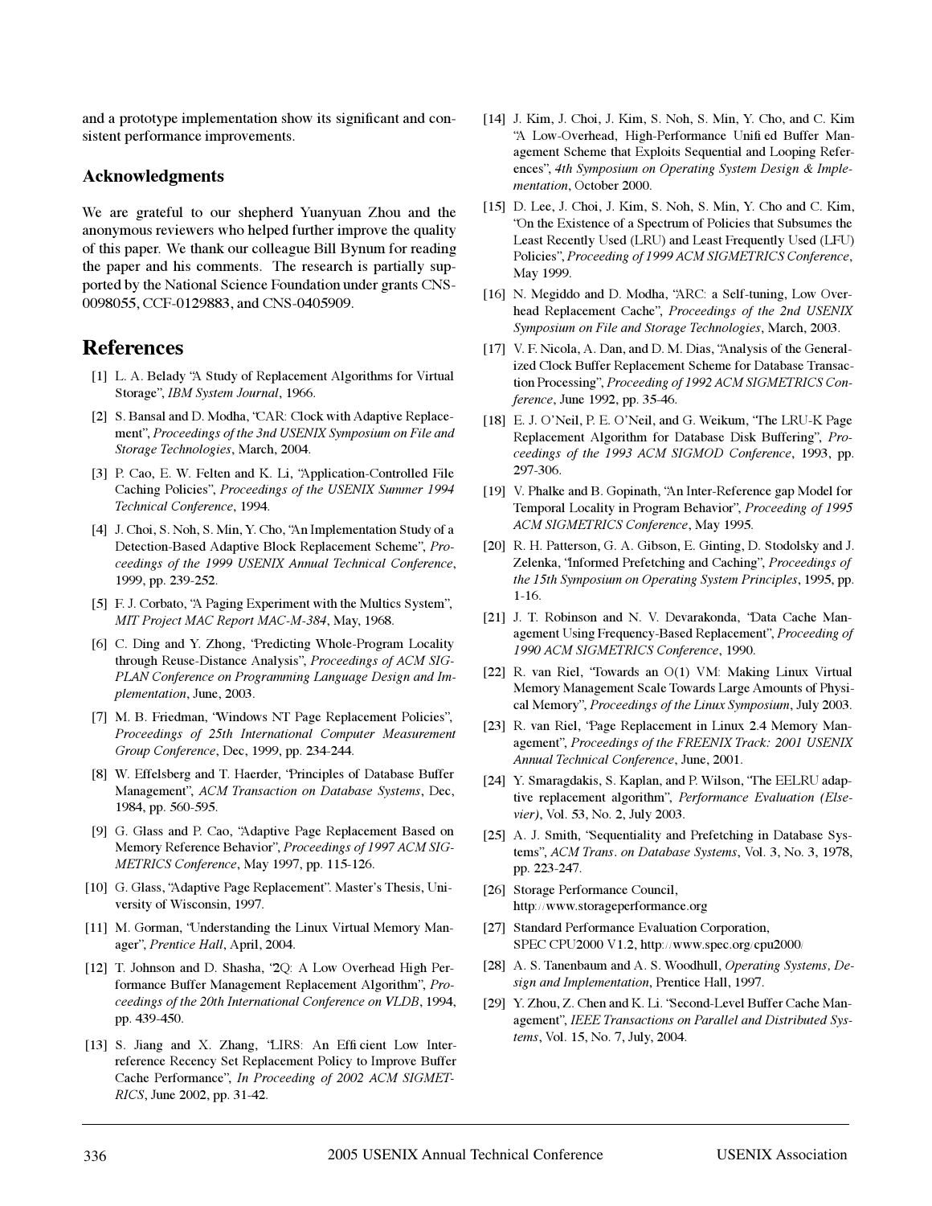and a prototype implementation show its significant and consistent performance improvements.

## Acknowledgments

We are grateful to our shepherd Yuanyuan Zhou and the anonymous reviewers who helped further improve the quality of this paper. We thank our colleague Bill Bynum for reading the paper and his comments. The research is partially supported by the National Science Foundation under grants CNS-0098055, CCF-0129883, and CNS-0405909.

# References

[1] L. A. Belady "A Study of Replacement Algorithms for Virtual Storage", *IBM System Journal*, 1966.

[2] S. Bansal and D. Modha, "CAR: Clock with Adaptive Replacement", *Proceedings of the 3nd USENIX Symposium on File and Storage Technologies*, March, 2004.

[3] P. Cao, E. W. Felten and K. Li, "Application-Controlled File Caching Policies", *Proceedings of the USENIX Summer 1994 Technical Conference*, 1994.

[4] J. Choi, S. Noh, S. Min, Y. Cho, "An Implementation Study of a Detection-Based Adaptive Block Replacement Scheme", *Proceedings of the 1999 USENIX Annual Technical Conference*, 1999, pp. 239-252.

[5] F. J. Corbato, "A Paging Experiment with the Multics System", *MIT Project MAC Report MAC-M-384*, May, 1968.

[6] C. Ding and Y. Zhong, "Predicting Whole-Program Locality through Reuse-Distance Analysis", *Proceedings of ACM SIGPLAN Conference on Programming Language Design and Implementation*, June, 2003.

[7] M. B. Friedman, "Windows NT Page Replacement Policies", *Proceedings of 25th International Computer Measurement Group Conference*, Dec, 1999, pp. 234-244.

[8] W. Effelsberg and T. Haerder, "Principles of Database Buffer Management", *ACM Transaction on Database Systems*, Dec, 1984, pp. 560-595.

[9] G. Glass and P. Cao, "Adaptive Page Replacement Based on Memory Reference Behavior", *Proceedings of 1997 ACM SIGMETRICS Conference*, May 1997, pp. 115-126.

[10] G. Glass, "Adaptive Page Replacement". Master's Thesis, University of Wisconsin, 1997.

[11] M. Gorman, "Understanding the Linux Virtual Memory Manager", *Prentice Hall*, April, 2004.

[12] T. Johnson and D. Shasha, "2Q: A Low Overhead High Performance Buffer Management Replacement Algorithm", *Proceedings of the 20th International Conference on VLDB*, 1994, pp. 439-450.

[13] S. Jiang and X. Zhang, "LIRS: An Efficient Low Inter-reference Recency Set Replacement Policy to Improve Buffer Cache Performance", *In Proceeding of 2002 ACM SIGMETRICS*, June 2002, pp. 31-42.

[14] J. Kim, J. Choi, J. Kim, S. Noh, S. Min, Y. Cho, and C. Kim "A Low-Overhead, High-Performance Unified Buffer Management Scheme that Exploits Sequential and Looping References", *4th Symposium on Operating System Design & Implementation*, October 2000.

[15] D. Lee, J. Choi, J. Kim, S. Noh, S. Min, Y. Cho and C. Kim, "On the Existence of a Spectrum of Policies that Subsumes the Least Recently Used (LRU) and Least Frequently Used (LFU) Policies", *Proceeding of 1999 ACM SIGMETRICS Conference*, May 1999.

[16] N. Megiddo and D. Modha, "ARC: a Self-tuning, Low Overhead Replacement Cache", *Proceedings of the 2nd USENIX Symposium on File and Storage Technologies*, March, 2003.

[17] V. F. Nicola, A. Dan, and D. M. Dias, "Analysis of the Generalized Clock Buffer Replacement Scheme for Database Transaction Processing", *Proceeding of 1992 ACM SIGMETRICS Conference*, June 1992, pp. 35-46.

[18] E. J. O'Neil, P. E. O'Neil, and G. Weikum, "The LRU-K Page Replacement Algorithm for Database Disk Buffering", *Proceedings of the 1993 ACM SIGMOD Conference*, 1993, pp. 297-306.

[19] V. Phalke and B. Gopinath, "An Inter-Reference gap Model for Temporal Locality in Program Behavior", *Proceeding of 1995 ACM SIGMETRICS Conference*, May 1995.

[20] R. H. Patterson, G. A. Gibson, E. Ginting, D. Stodolsky and J. Zelenka, "Informed Prefetching and Caching", *Proceedings of the 15th Symposium on Operating System Principles*, 1995, pp. 1-16.

[21] J. T. Robinson and N. V. Devarakonda, "Data Cache Management Using Frequency-Based Replacement", *Proceeding of 1990 ACM SIGMETRICS Conference*, 1990.

[22] R. van Riel, "Towards an O(1) VM: Making Linux Virtual Memory Management Scale Towards Large Amounts of Physical Memory", *Proceedings of the Linux Symposium*, July 2003.

[23] R. van Riel, "Page Replacement in Linux 2.4 Memory Management", *Proceedings of the FREENIX Track: 2001 USENIX Annual Technical Conference*, June, 2001.

[24] Y. Smaragdakis, S. Kaplan, and P. Wilson, "The EELRU adaptive replacement algorithm", *Performance Evaluation (Elsevier)*, Vol. 53, No. 2, July 2003.

[25] A. J. Smith, "Sequentiality and Prefetching in Database Systems", *ACM Trans. on Database Systems*, Vol. 3, No. 3, 1978, pp. 223-247.

[26] Storage Performance Council, http://www.storageperformance.org

[27] Standard Performance Evaluation Corporation, SPEC CPU2000 V1.2, http://www.spec.org/cpu2000/

[28] A. S. Tanenbaum and A. S. Woodhull, *Operating Systems, Design and Implementation*, Prentice Hall, 1997.

[29] Y. Zhou, Z. Chen and K. Li. "Second-Level Buffer Cache Management", *IEEE Transactions on Parallel and Distributed Systems*, Vol. 15, No. 7, July, 2004.